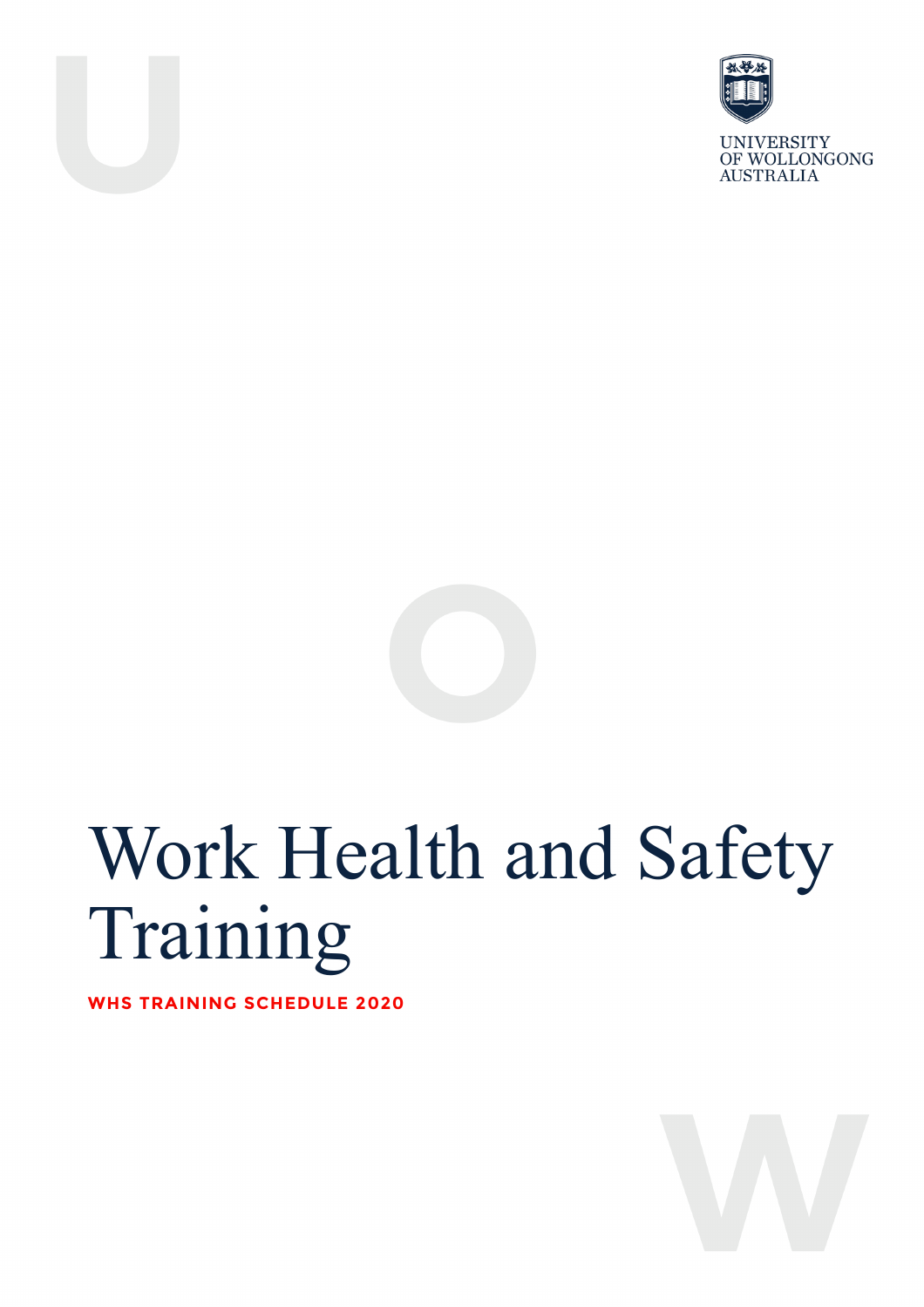UNIVERSITY
OF WOLLONGONG
AUSTRALIA

# Work Health and Safety Training

**WHS TRAINING SCHEDULE 2020**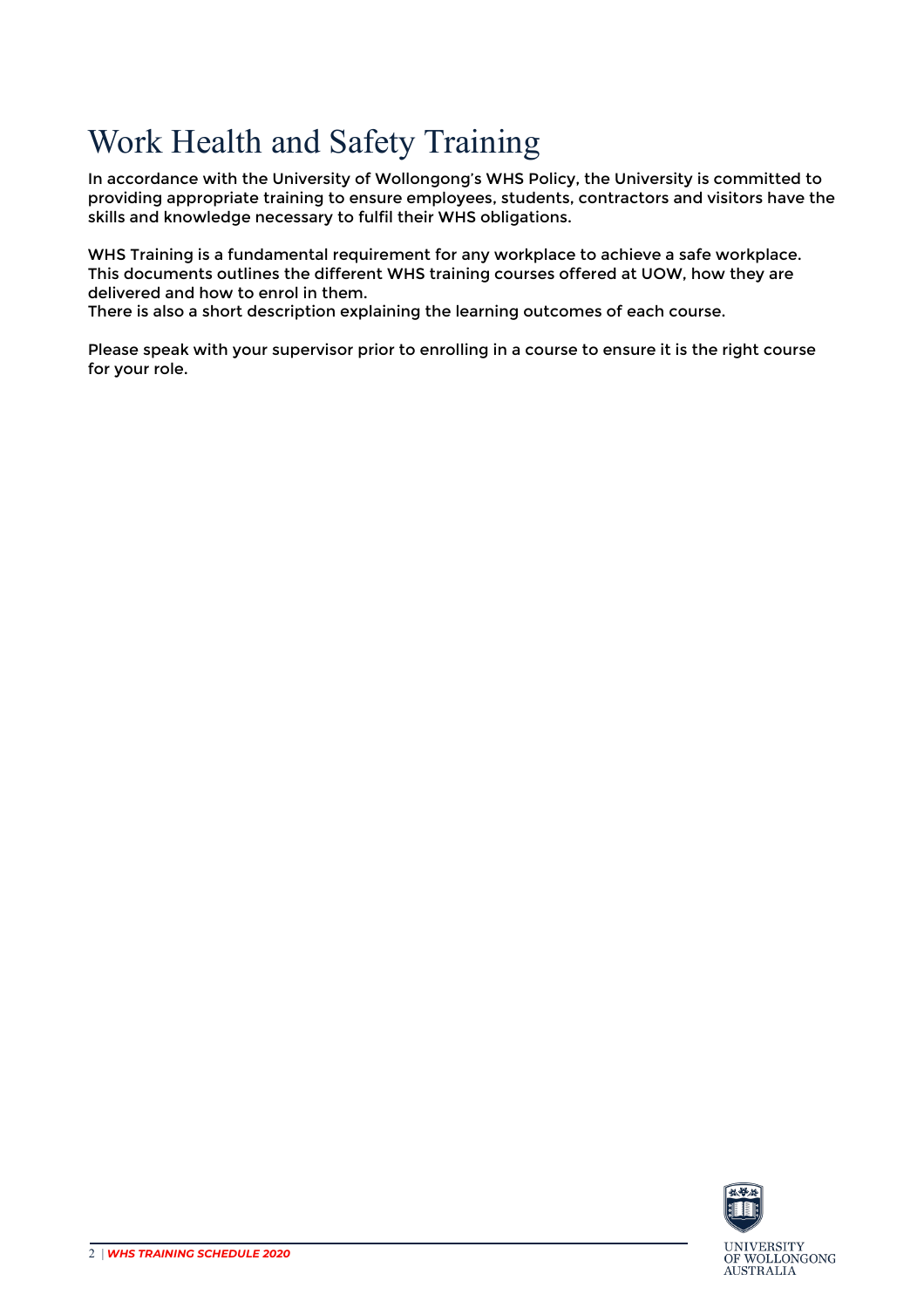# Work Health and Safety Training

In accordance with the University of Wollongong's WHS Policy, the University is committed to providing appropriate training to ensure employees, students, contractors and visitors have the skills and knowledge necessary to fulfil their WHS obligations.

WHS Training is a fundamental requirement for any workplace to achieve a safe workplace. This documents outlines the different WHS training courses offered at UOW, how they are delivered and how to enrol in them.
There is also a short description explaining the learning outcomes of each course.

Please speak with your supervisor prior to enrolling in a course to ensure it is the right course for your role.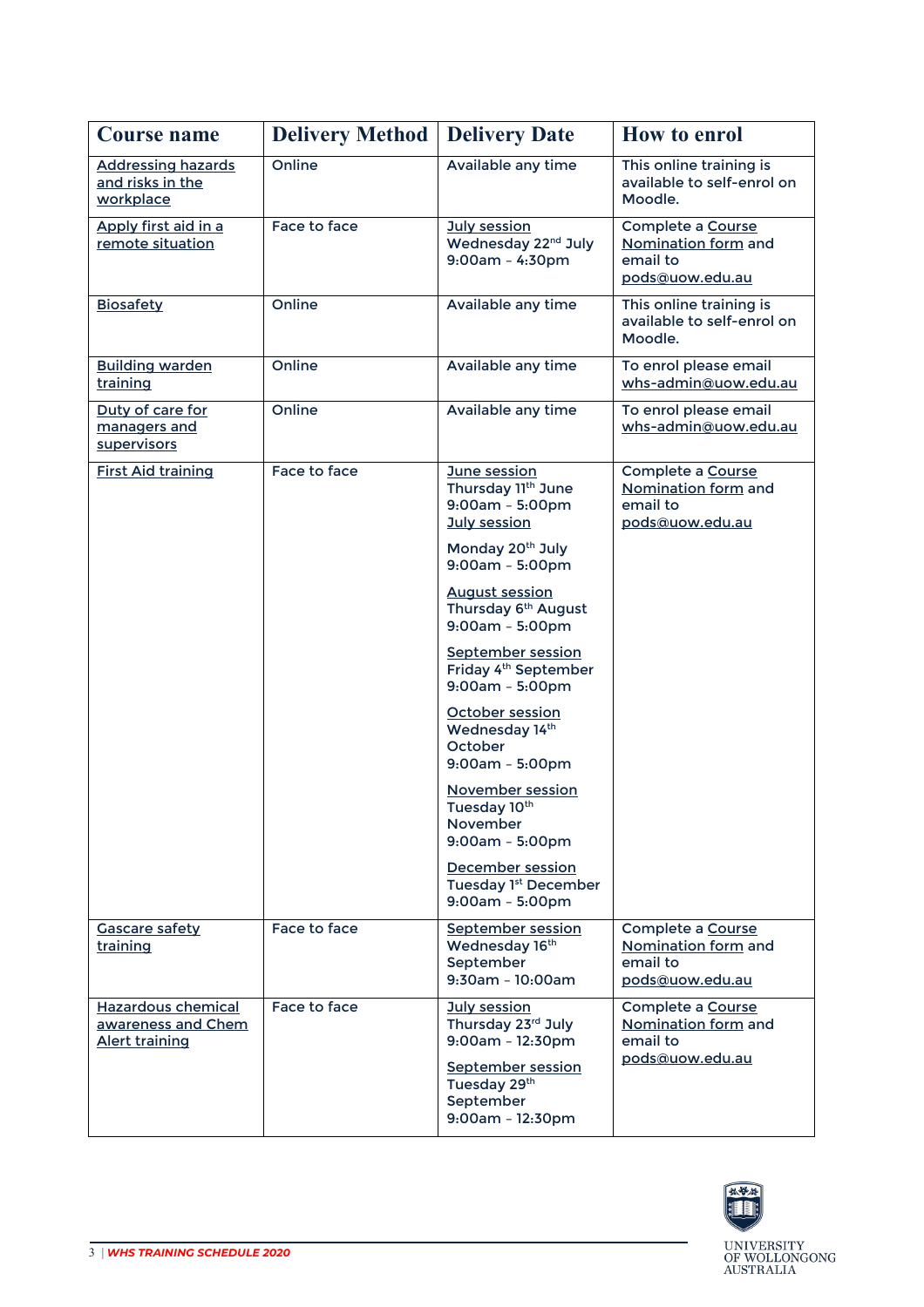| Course name | Delivery Method | Delivery Date | How to enrol |
|---|---|---|---|
| Addressing hazards and risks in the workplace | Online | Available any time | This online training is available to self-enrol on Moodle. |
| Apply first aid in a remote situation | Face to face | July session<br>Wednesday 22nd July<br>9:00am – 4:30pm | Complete a Course Nomination form and email to pods@uow.edu.au |
| Biosafety | Online | Available any time | This online training is available to self-enrol on Moodle. |
| Building warden training | Online | Available any time | To enrol please email whs-admin@uow.edu.au |
| Duty of care for managers and supervisors | Online | Available any time | To enrol please email whs-admin@uow.edu.au |
| First Aid training | Face to face | June session<br>Thursday 11th June<br>9:00am – 5:00pm<br>July session<br>Monday 20th July<br>9:00am – 5:00pm<br>August session<br>Thursday 6th August<br>9:00am – 5:00pm<br>September session<br>Friday 4th September<br>9:00am – 5:00pm<br>October session<br>Wednesday 14th October<br>9:00am – 5:00pm<br>November session<br>Tuesday 10th November<br>9:00am – 5:00pm<br>December session<br>Tuesday 1st December<br>9:00am – 5:00pm | Complete a Course Nomination form and email to pods@uow.edu.au |
| Gascare safety training | Face to face | September session<br>Wednesday 16th September<br>9:30am – 10:00am | Complete a Course Nomination form and email to pods@uow.edu.au |
| Hazardous chemical awareness and Chem Alert training | Face to face | July session<br>Thursday 23rd July<br>9:00am – 12:30pm<br>September session<br>Tuesday 29th September<br>9:00am – 12:30pm | Complete a Course Nomination form and email to pods@uow.edu.au |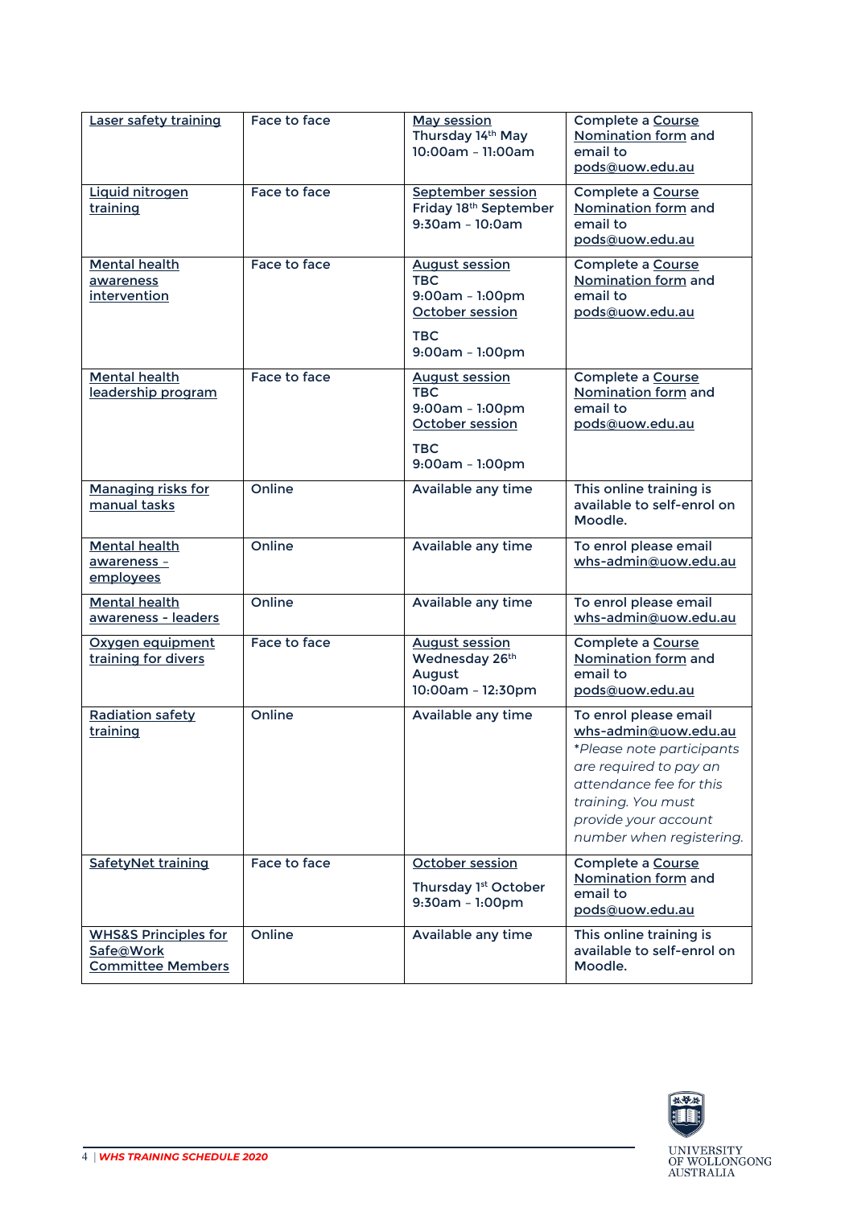| Laser safety training | Face to face | May session<br>Thursday 14th May<br>10:00am – 11:00am | Complete a Course Nomination form and email to pods@uow.edu.au |
|---|---|---|---|
| Liquid nitrogen training | Face to face | September session<br>Friday 18th September<br>9:30am – 10:0am | Complete a Course Nomination form and email to pods@uow.edu.au |
| Mental health awareness intervention | Face to face | August session<br>TBC<br>9:00am – 1:00pm<br>October session<br>TBC<br>9:00am – 1:00pm | Complete a Course Nomination form and email to pods@uow.edu.au |
| Mental health leadership program | Face to face | August session<br>TBC<br>9:00am – 1:00pm<br>October session<br>TBC<br>9:00am – 1:00pm | Complete a Course Nomination form and email to pods@uow.edu.au |
| Managing risks for manual tasks | Online | Available any time | This online training is available to self-enrol on Moodle. |
| Mental health awareness – employees | Online | Available any time | To enrol please email whs-admin@uow.edu.au |
| Mental health awareness - leaders | Online | Available any time | To enrol please email whs-admin@uow.edu.au |
| Oxygen equipment training for divers | Face to face | August session<br>Wednesday 26th August<br>10:00am – 12:30pm | Complete a Course Nomination form and email to pods@uow.edu.au |
| Radiation safety training | Online | Available any time | To enrol please email whs-admin@uow.edu.au<br>*Please note participants are required to pay an attendance fee for this training. You must provide your account number when registering.* |
| SafetyNet training | Face to face | October session<br>Thursday 1st October<br>9:30am – 1:00pm | Complete a Course Nomination form and email to pods@uow.edu.au |
| WHS&S Principles for Safe@Work Committee Members | Online | Available any time | This online training is available to self-enrol on Moodle. |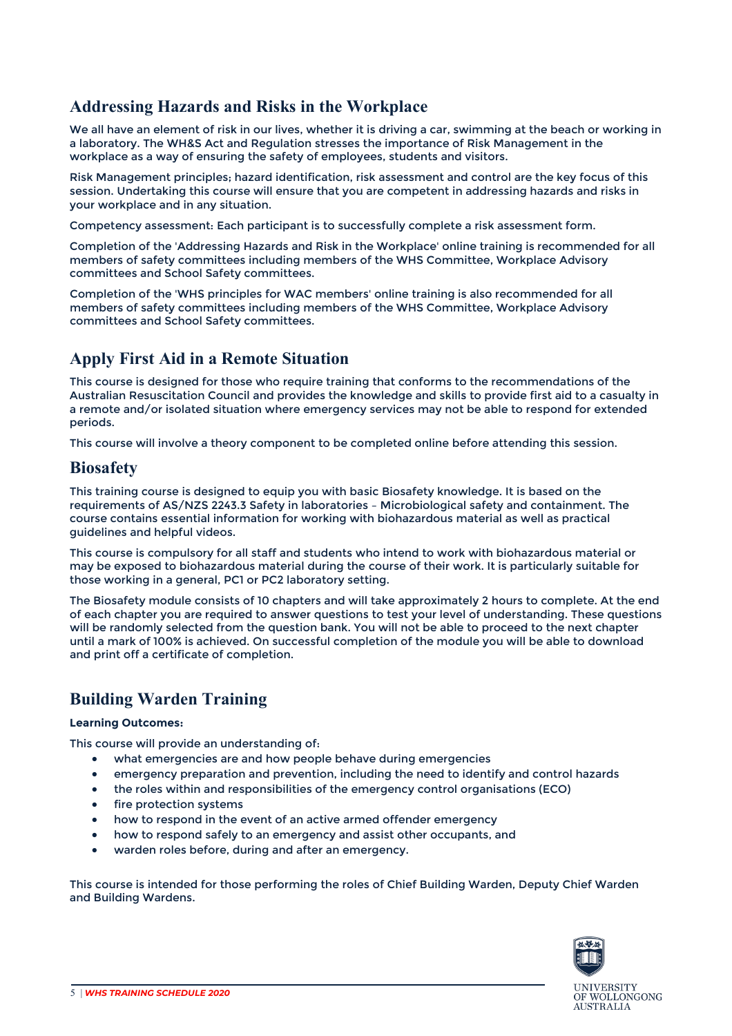## Addressing Hazards and Risks in the Workplace

We all have an element of risk in our lives, whether it is driving a car, swimming at the beach or working in a laboratory. The WH&S Act and Regulation stresses the importance of Risk Management in the workplace as a way of ensuring the safety of employees, students and visitors.

Risk Management principles; hazard identification, risk assessment and control are the key focus of this session. Undertaking this course will ensure that you are competent in addressing hazards and risks in your workplace and in any situation.

Competency assessment: Each participant is to successfully complete a risk assessment form.

Completion of the 'Addressing Hazards and Risk in the Workplace' online training is recommended for all members of safety committees including members of the WHS Committee, Workplace Advisory committees and School Safety committees.

Completion of the 'WHS principles for WAC members' online training is also recommended for all members of safety committees including members of the WHS Committee, Workplace Advisory committees and School Safety committees.

## Apply First Aid in a Remote Situation

This course is designed for those who require training that conforms to the recommendations of the Australian Resuscitation Council and provides the knowledge and skills to provide first aid to a casualty in a remote and/or isolated situation where emergency services may not be able to respond for extended periods.

This course will involve a theory component to be completed online before attending this session.

## Biosafety

This training course is designed to equip you with basic Biosafety knowledge. It is based on the requirements of AS/NZS 2243.3 Safety in laboratories – Microbiological safety and containment. The course contains essential information for working with biohazardous material as well as practical guidelines and helpful videos.

This course is compulsory for all staff and students who intend to work with biohazardous material or may be exposed to biohazardous material during the course of their work. It is particularly suitable for those working in a general, PC1 or PC2 laboratory setting.

The Biosafety module consists of 10 chapters and will take approximately 2 hours to complete. At the end of each chapter you are required to answer questions to test your level of understanding. These questions will be randomly selected from the question bank. You will not be able to proceed to the next chapter until a mark of 100% is achieved. On successful completion of the module you will be able to download and print off a certificate of completion.

## Building Warden Training

**Learning Outcomes:**

This course will provide an understanding of:

- what emergencies are and how people behave during emergencies
- emergency preparation and prevention, including the need to identify and control hazards
- the roles within and responsibilities of the emergency control organisations (ECO)
- fire protection systems
- how to respond in the event of an active armed offender emergency
- how to respond safely to an emergency and assist other occupants, and
- warden roles before, during and after an emergency.

This course is intended for those performing the roles of Chief Building Warden, Deputy Chief Warden and Building Wardens.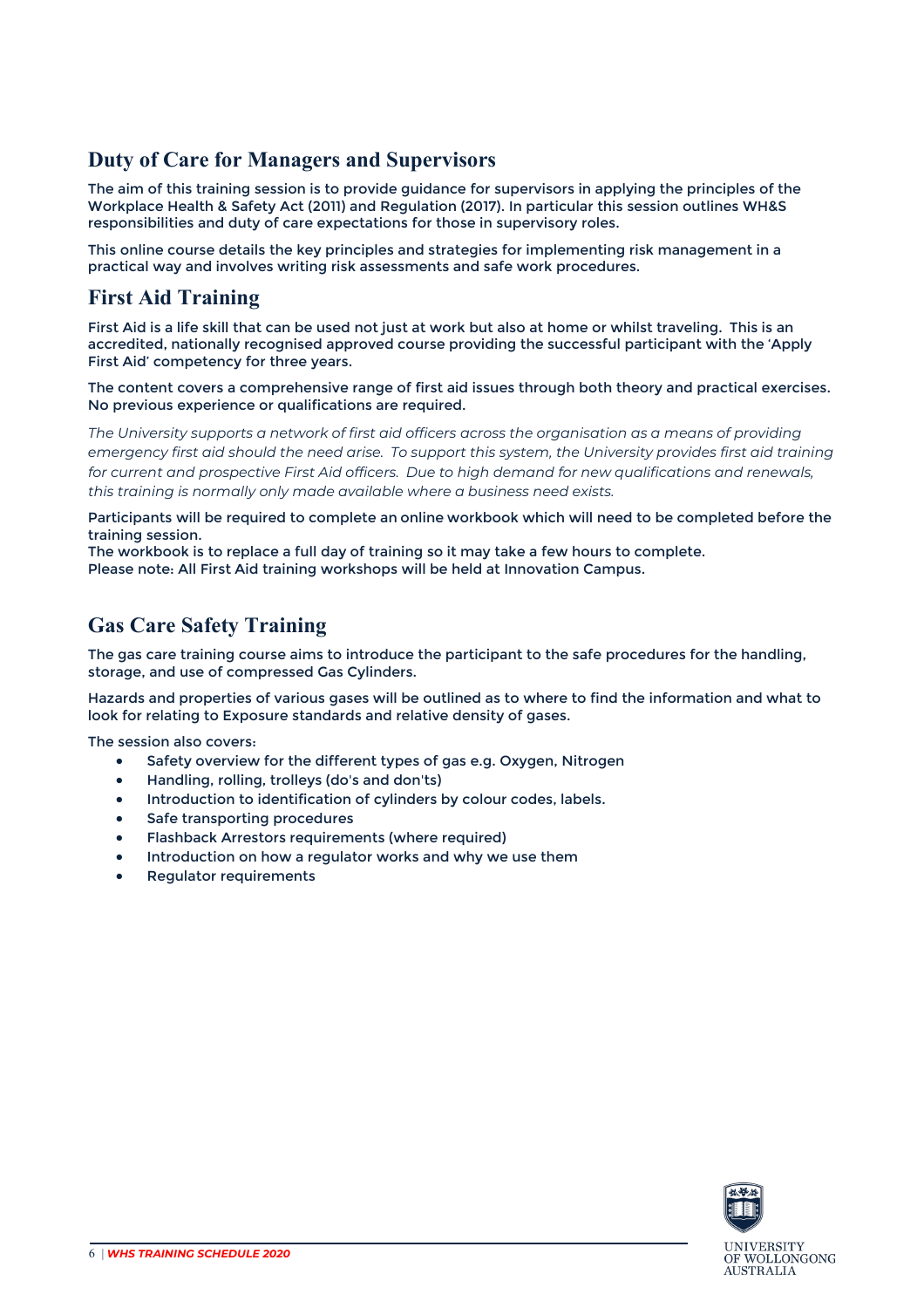## Duty of Care for Managers and Supervisors

The aim of this training session is to provide guidance for supervisors in applying the principles of the Workplace Health & Safety Act (2011) and Regulation (2017). In particular this session outlines WH&S responsibilities and duty of care expectations for those in supervisory roles.

This online course details the key principles and strategies for implementing risk management in a practical way and involves writing risk assessments and safe work procedures.

## First Aid Training

First Aid is a life skill that can be used not just at work but also at home or whilst traveling. This is an accredited, nationally recognised approved course providing the successful participant with the 'Apply First Aid' competency for three years.

The content covers a comprehensive range of first aid issues through both theory and practical exercises. No previous experience or qualifications are required.

*The University supports a network of first aid officers across the organisation as a means of providing emergency first aid should the need arise. To support this system, the University provides first aid training for current and prospective First Aid officers. Due to high demand for new qualifications and renewals, this training is normally only made available where a business need exists.*

Participants will be required to complete an online workbook which will need to be completed before the training session.
The workbook is to replace a full day of training so it may take a few hours to complete.
Please note: All First Aid training workshops will be held at Innovation Campus.

## Gas Care Safety Training

The gas care training course aims to introduce the participant to the safe procedures for the handling, storage, and use of compressed Gas Cylinders.

Hazards and properties of various gases will be outlined as to where to find the information and what to look for relating to Exposure standards and relative density of gases.

The session also covers:

- Safety overview for the different types of gas e.g. Oxygen, Nitrogen
- Handling, rolling, trolleys (do's and don'ts)
- Introduction to identification of cylinders by colour codes, labels.
- Safe transporting procedures
- Flashback Arrestors requirements (where required)
- Introduction on how a regulator works and why we use them
- Regulator requirements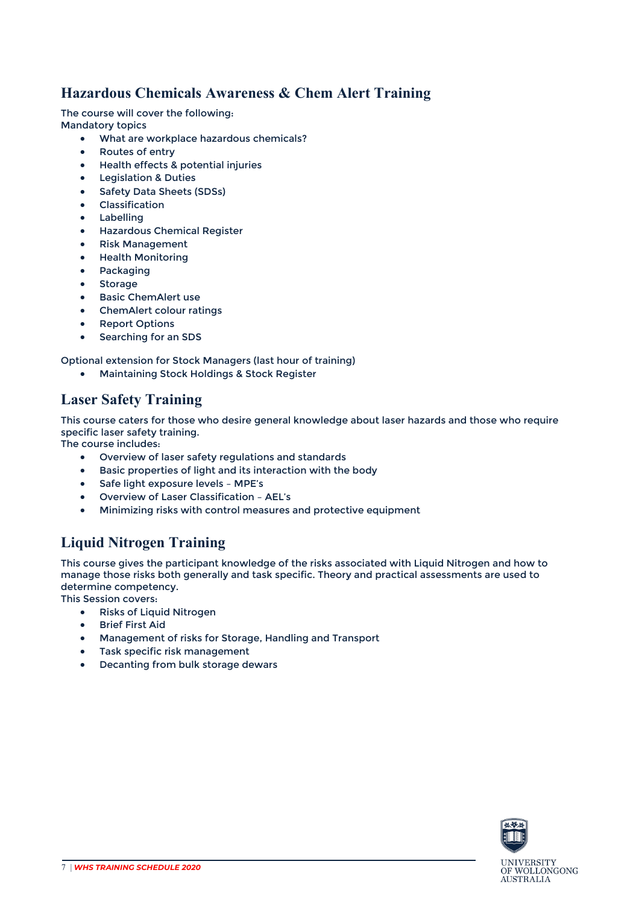## Hazardous Chemicals Awareness & Chem Alert Training

The course will cover the following:
Mandatory topics

- What are workplace hazardous chemicals?
- Routes of entry
- Health effects & potential injuries
- Legislation & Duties
- Safety Data Sheets (SDSs)
- Classification
- Labelling
- Hazardous Chemical Register
- Risk Management
- Health Monitoring
- Packaging
- Storage
- Basic ChemAlert use
- ChemAlert colour ratings
- Report Options
- Searching for an SDS

Optional extension for Stock Managers (last hour of training)

- Maintaining Stock Holdings & Stock Register

## Laser Safety Training

This course caters for those who desire general knowledge about laser hazards and those who require specific laser safety training.
The course includes:

- Overview of laser safety regulations and standards
- Basic properties of light and its interaction with the body
- Safe light exposure levels – MPE's
- Overview of Laser Classification – AEL's
- Minimizing risks with control measures and protective equipment

## Liquid Nitrogen Training

This course gives the participant knowledge of the risks associated with Liquid Nitrogen and how to manage those risks both generally and task specific. Theory and practical assessments are used to determine competency.
This Session covers:

- Risks of Liquid Nitrogen
- Brief First Aid
- Management of risks for Storage, Handling and Transport
- Task specific risk management
- Decanting from bulk storage dewars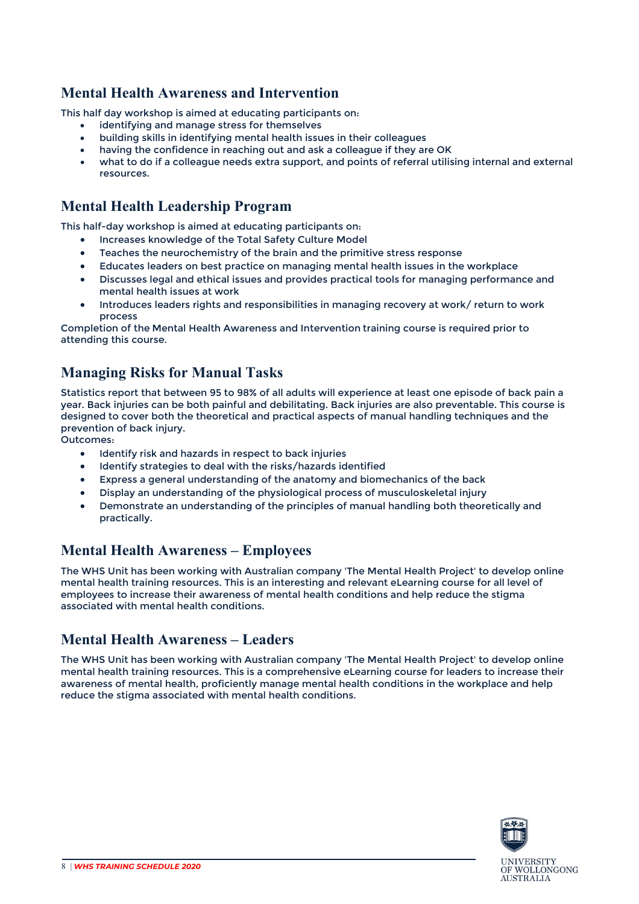## Mental Health Awareness and Intervention

This half day workshop is aimed at educating participants on:

- identifying and manage stress for themselves
- building skills in identifying mental health issues in their colleagues
- having the confidence in reaching out and ask a colleague if they are OK
- what to do if a colleague needs extra support, and points of referral utilising internal and external resources.

## Mental Health Leadership Program

This half-day workshop is aimed at educating participants on:

- Increases knowledge of the Total Safety Culture Model
- Teaches the neurochemistry of the brain and the primitive stress response
- Educates leaders on best practice on managing mental health issues in the workplace
- Discusses legal and ethical issues and provides practical tools for managing performance and mental health issues at work
- Introduces leaders rights and responsibilities in managing recovery at work/ return to work process

Completion of the Mental Health Awareness and Intervention training course is required prior to attending this course.

## Managing Risks for Manual Tasks

Statistics report that between 95 to 98% of all adults will experience at least one episode of back pain a year. Back injuries can be both painful and debilitating. Back injuries are also preventable. This course is designed to cover both the theoretical and practical aspects of manual handling techniques and the prevention of back injury.

Outcomes:

- Identify risk and hazards in respect to back injuries
- Identify strategies to deal with the risks/hazards identified
- Express a general understanding of the anatomy and biomechanics of the back
- Display an understanding of the physiological process of musculoskeletal injury
- Demonstrate an understanding of the principles of manual handling both theoretically and practically.

## Mental Health Awareness – Employees

The WHS Unit has been working with Australian company 'The Mental Health Project' to develop online mental health training resources. This is an interesting and relevant eLearning course for all level of employees to increase their awareness of mental health conditions and help reduce the stigma associated with mental health conditions.

## Mental Health Awareness – Leaders

The WHS Unit has been working with Australian company 'The Mental Health Project' to develop online mental health training resources. This is a comprehensive eLearning course for leaders to increase their awareness of mental health, proficiently manage mental health conditions in the workplace and help reduce the stigma associated with mental health conditions.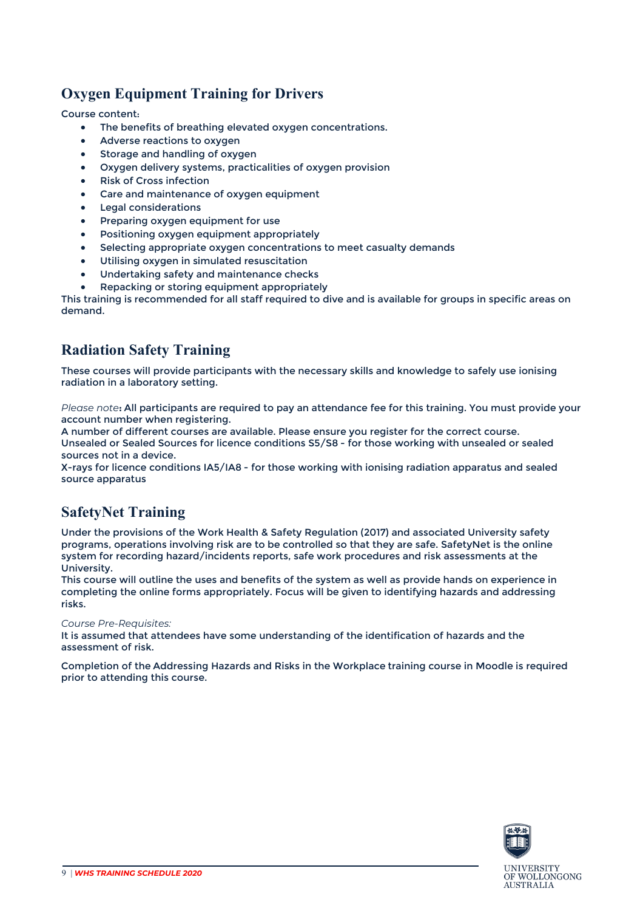## Oxygen Equipment Training for Drivers

Course content:

- The benefits of breathing elevated oxygen concentrations.
- Adverse reactions to oxygen
- Storage and handling of oxygen
- Oxygen delivery systems, practicalities of oxygen provision
- Risk of Cross infection
- Care and maintenance of oxygen equipment
- Legal considerations
- Preparing oxygen equipment for use
- Positioning oxygen equipment appropriately
- Selecting appropriate oxygen concentrations to meet casualty demands
- Utilising oxygen in simulated resuscitation
- Undertaking safety and maintenance checks
- Repacking or storing equipment appropriately

This training is recommended for all staff required to dive and is available for groups in specific areas on demand.

## Radiation Safety Training

These courses will provide participants with the necessary skills and knowledge to safely use ionising radiation in a laboratory setting.

*Please note*: All participants are required to pay an attendance fee for this training. You must provide your account number when registering.
A number of different courses are available. Please ensure you register for the correct course.
Unsealed or Sealed Sources for licence conditions S5/S8 - for those working with unsealed or sealed sources not in a device.
X-rays for licence conditions IA5/IA8 - for those working with ionising radiation apparatus and sealed source apparatus

## SafetyNet Training

Under the provisions of the Work Health & Safety Regulation (2017) and associated University safety programs, operations involving risk are to be controlled so that they are safe. SafetyNet is the online system for recording hazard/incidents reports, safe work procedures and risk assessments at the University.
This course will outline the uses and benefits of the system as well as provide hands on experience in completing the online forms appropriately. Focus will be given to identifying hazards and addressing risks.

*Course Pre-Requisites:*
It is assumed that attendees have some understanding of the identification of hazards and the assessment of risk.

Completion of the Addressing Hazards and Risks in the Workplace training course in Moodle is required prior to attending this course.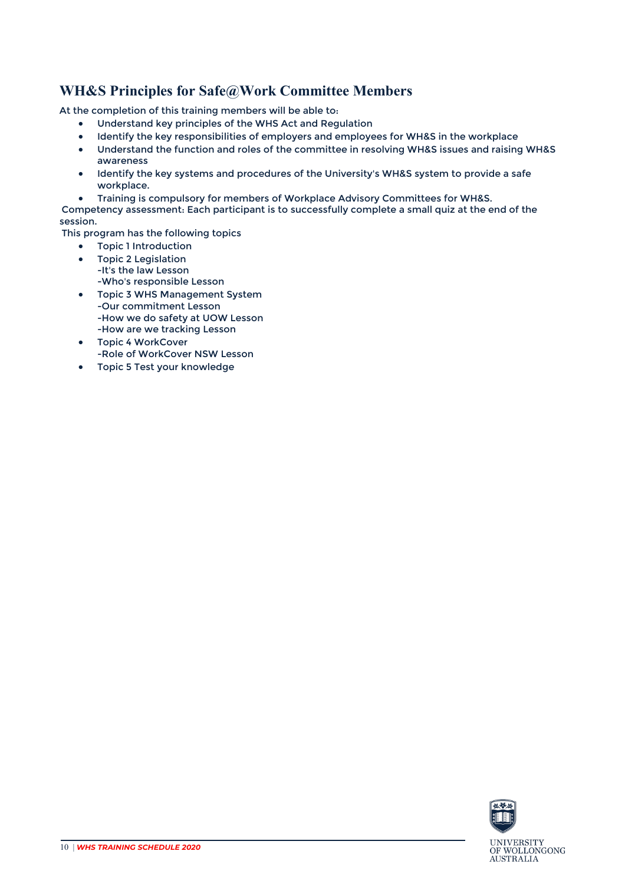## WH&S Principles for Safe@Work Committee Members

At the completion of this training members will be able to:

- Understand key principles of the WHS Act and Regulation
- Identify the key responsibilities of employers and employees for WH&S in the workplace
- Understand the function and roles of the committee in resolving WH&S issues and raising WH&S awareness
- Identify the key systems and procedures of the University's WH&S system to provide a safe workplace.
- Training is compulsory for members of Workplace Advisory Committees for WH&S.

Competency assessment: Each participant is to successfully complete a small quiz at the end of the session.

This program has the following topics

- Topic 1 Introduction
- Topic 2 Legislation
  -It's the law Lesson
  -Who's responsible Lesson
- Topic 3 WHS Management System
  -Our commitment Lesson
  -How we do safety at UOW Lesson
  -How are we tracking Lesson
- Topic 4 WorkCover
  -Role of WorkCover NSW Lesson
- Topic 5 Test your knowledge